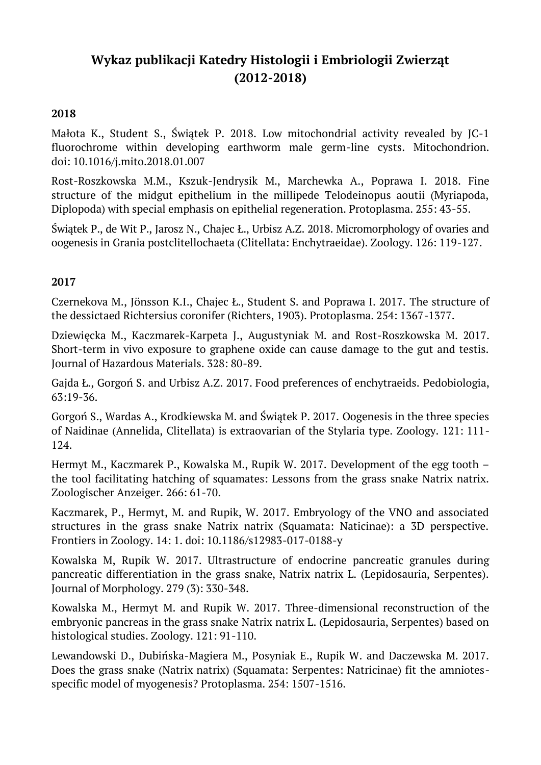# Wykaz publikacji Katedry Histologii i Embriologii Zwierząt (2012-2018)

## 2018

Małota K., Student S., Świątek P. 2018. Low mitochondrial activity revealed by JC-1 fluorochrome within developing earthworm male germ-line cysts. Mitochondrion. doi: 10.1016/j.mito.2018.01.007

Rost-Roszkowska M.M., Kszuk-Jendrysik M., Marchewka A., Poprawa I. 2018. Fine structure of the midgut epithelium in the millipede Telodeinopus aoutii (Myriapoda, Diplopoda) with special emphasis on epithelial regeneration. Protoplasma. 255: 43-55.

Świątek P., de Wit P., Jarosz N., Chajec Ł., Urbisz A.Z. 2018. Micromorphology of ovaries and oogenesis in Grania postclitellochaeta (Clitellata: Enchytraeidae). Zoology. 126: 119-127.

## 2017

Czernekova M., Jönsson K.I., Chajec Ł., Student S. and Poprawa I. 2017. The structure of the dessictaed Richtersius coronifer (Richters, 1903). Protoplasma. 254: 1367-1377.

Dziewięcka M., Kaczmarek-Karpeta J., Augustyniak M. and Rost-Roszkowska M. 2017. Short-term in vivo exposure to graphene oxide can cause damage to the gut and testis. Journal of Hazardous Materials. 328: 80-89.

Gajda Ł., Gorgoń S. and Urbisz A.Z. 2017. Food preferences of enchytraeids. Pedobiologia, 63:19-36.

Gorgoń S., Wardas A., Krodkiewska M. and Świątek P. 2017. Oogenesis in the three species of Naidinae (Annelida, Clitellata) is extraovarian of the Stylaria type. Zoology. 121: 111-124.

Hermyt M., Kaczmarek P., Kowalska M., Rupik W. 2017. Development of the egg tooth – the tool facilitating hatching of squamates: Lessons from the grass snake Natrix natrix. Zoologischer Anzeiger. 266: 61-70.

Kaczmarek, P., Hermyt, M. and Rupik, W. 2017. Embryology of the VNO and associated structures in the grass snake Natrix natrix (Squamata: Naticinae): a 3D perspective. Frontiers in Zoology. 14: 1. doi: 10.1186/s12983-017-0188-y

Kowalska M, Rupik W. 2017. Ultrastructure of endocrine pancreatic granules during pancreatic differentiation in the grass snake, Natrix natrix L. (Lepidosauria, Serpentes). Journal of Morphology. 279 (3): 330-348.

Kowalska M., Hermyt M. and Rupik W. 2017. Three-dimensional reconstruction of the embryonic pancreas in the grass snake Natrix natrix L. (Lepidosauria, Serpentes) based on histological studies. Zoology. 121: 91-110.

Lewandowski D., Dubińska-Magiera M., Posyniak E., Rupik W. and Daczewska M. 2017. Does the grass snake (Natrix natrix) (Squamata: Serpentes: Natricinae) fit the amniotes-specific model of myogenesis? Protoplasma. 254: 1507-1516.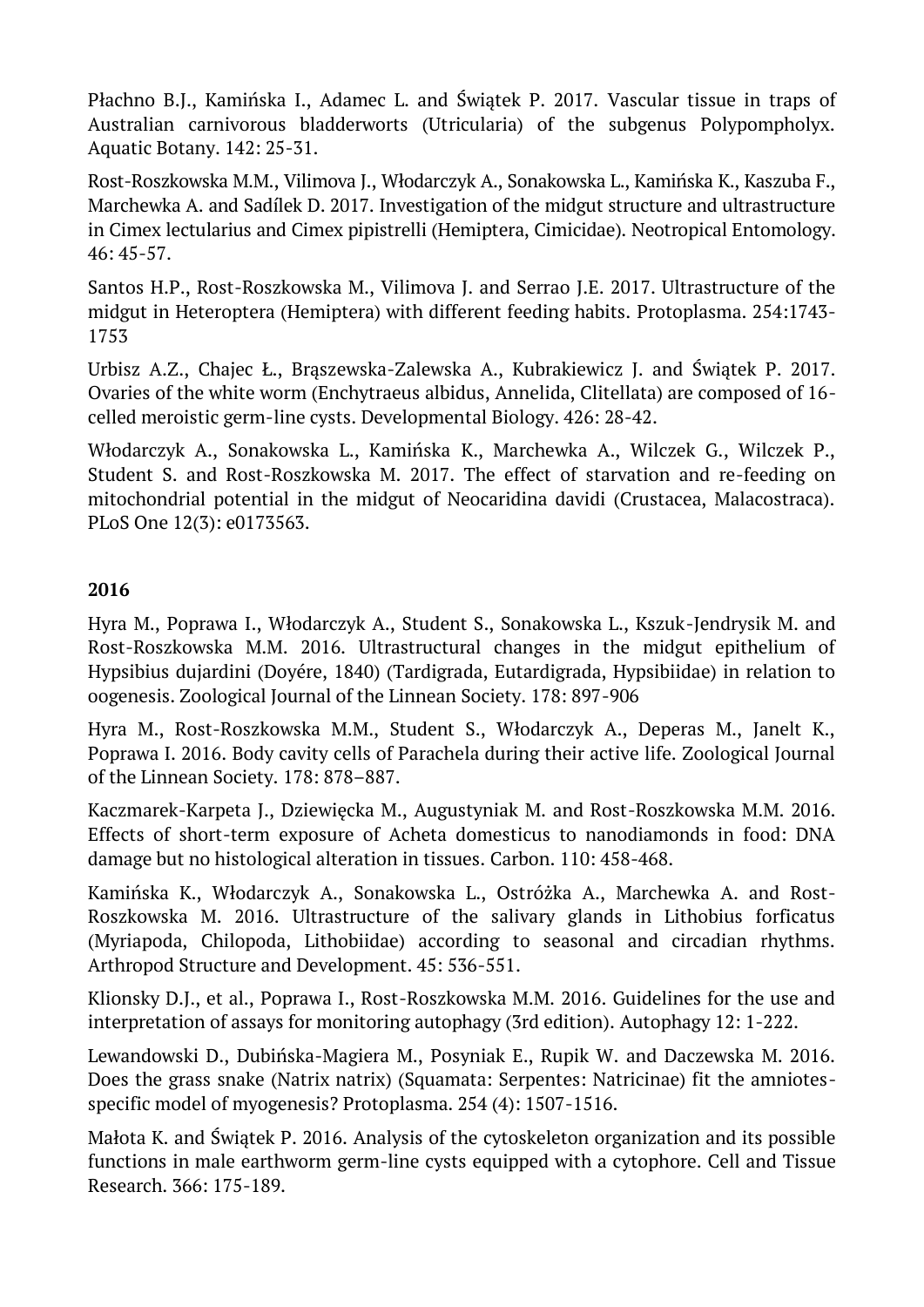Płachno B.J., Kamińska I., Adamec L. and Świątek P. 2017. Vascular tissue in traps of Australian carnivorous bladderworts (Utricularia) of the subgenus Polypompholyx. Aquatic Botany. 142: 25-31.

Rost-Roszkowska M.M., Vilimova J., Włodarczyk A., Sonakowska L., Kamińska K., Kaszuba F., Marchewka A. and Sadílek D. 2017. Investigation of the midgut structure and ultrastructure in Cimex lectularius and Cimex pipistrelli (Hemiptera, Cimicidae). Neotropical Entomology. 46: 45-57.

Santos H.P., Rost-Roszkowska M., Vilimova J. and Serrao J.E. 2017. Ultrastructure of the midgut in Heteroptera (Hemiptera) with different feeding habits. Protoplasma. 254:1743-1753

Urbisz A.Z., Chajec Ł., Brąszewska-Zalewska A., Kubrakiewicz J. and Świątek P. 2017. Ovaries of the white worm (Enchytraeus albidus, Annelida, Clitellata) are composed of 16-celled meroistic germ-line cysts. Developmental Biology. 426: 28-42.

Włodarczyk A., Sonakowska L., Kamińska K., Marchewka A., Wilczek G., Wilczek P., Student S. and Rost-Roszkowska M. 2017. The effect of starvation and re-feeding on mitochondrial potential in the midgut of Neocaridina davidi (Crustacea, Malacostraca). PLoS One 12(3): e0173563.

**2016**

Hyra M., Poprawa I., Włodarczyk A., Student S., Sonakowska L., Kszuk-Jendrysik M. and Rost-Roszkowska M.M. 2016. Ultrastructural changes in the midgut epithelium of Hypsibius dujardini (Doyére, 1840) (Tardigrada, Eutardigrada, Hypsibiidae) in relation to oogenesis. Zoological Journal of the Linnean Society. 178: 897-906

Hyra M., Rost-Roszkowska M.M., Student S., Włodarczyk A., Deperas M., Janelt K., Poprawa I. 2016. Body cavity cells of Parachela during their active life. Zoological Journal of the Linnean Society. 178: 878–887.

Kaczmarek-Karpeta J., Dziewięcka M., Augustyniak M. and Rost-Roszkowska M.M. 2016. Effects of short-term exposure of Acheta domesticus to nanodiamonds in food: DNA damage but no histological alteration in tissues. Carbon. 110: 458-468.

Kamińska K., Włodarczyk A., Sonakowska L., Ostróżka A., Marchewka A. and Rost-Roszkowska M. 2016. Ultrastructure of the salivary glands in Lithobius forficatus (Myriapoda, Chilopoda, Lithobiidae) according to seasonal and circadian rhythms. Arthropod Structure and Development. 45: 536-551.

Klionsky D.J., et al., Poprawa I., Rost-Roszkowska M.M. 2016. Guidelines for the use and interpretation of assays for monitoring autophagy (3rd edition). Autophagy 12: 1-222.

Lewandowski D., Dubińska-Magiera M., Posyniak E., Rupik W. and Daczewska M. 2016. Does the grass snake (Natrix natrix) (Squamata: Serpentes: Natricinae) fit the amniotes-specific model of myogenesis? Protoplasma. 254 (4): 1507-1516.

Małota K. and Świątek P. 2016. Analysis of the cytoskeleton organization and its possible functions in male earthworm germ-line cysts equipped with a cytophore. Cell and Tissue Research. 366: 175-189.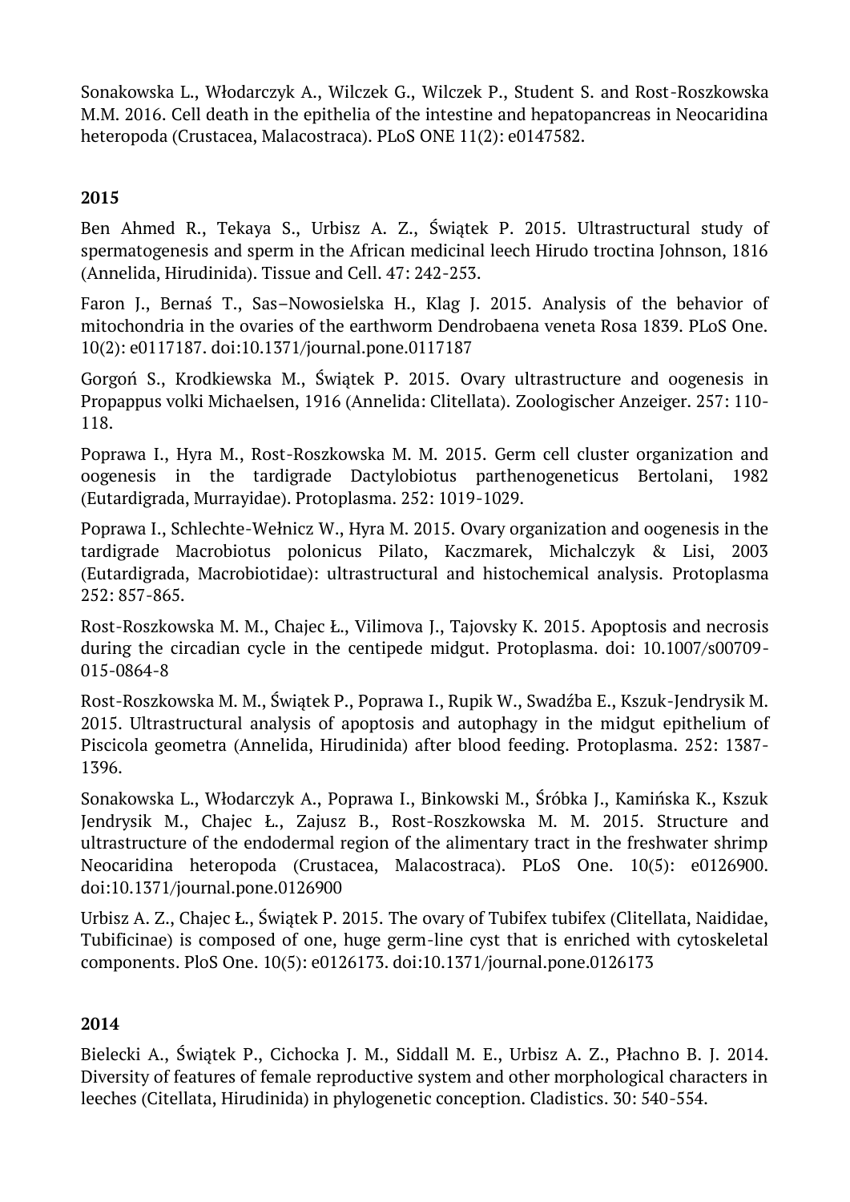Sonakowska L., Włodarczyk A., Wilczek G., Wilczek P., Student S. and Rost-Roszkowska M.M. 2016. Cell death in the epithelia of the intestine and hepatopancreas in Neocaridina heteropoda (Crustacea, Malacostraca). PLoS ONE 11(2): e0147582.

**2015**

Ben Ahmed R., Tekaya S., Urbisz A. Z., Świątek P. 2015. Ultrastructural study of spermatogenesis and sperm in the African medicinal leech Hirudo troctina Johnson, 1816 (Annelida, Hirudinida). Tissue and Cell. 47: 242-253.

Faron J., Bernaś T., Sas–Nowosielska H., Klag J. 2015. Analysis of the behavior of mitochondria in the ovaries of the earthworm Dendrobaena veneta Rosa 1839. PLoS One. 10(2): e0117187. doi:10.1371/journal.pone.0117187

Gorgoń S., Krodkiewska M., Świątek P. 2015. Ovary ultrastructure and oogenesis in Propappus volki Michaelsen, 1916 (Annelida: Clitellata). Zoologischer Anzeiger. 257: 110-118.

Poprawa I., Hyra M., Rost-Roszkowska M. M. 2015. Germ cell cluster organization and oogenesis in the tardigrade Dactylobiotus parthenogeneticus Bertolani, 1982 (Eutardigrada, Murrayidae). Protoplasma. 252: 1019-1029.

Poprawa I., Schlechte-Wełnicz W., Hyra M. 2015. Ovary organization and oogenesis in the tardigrade Macrobiotus polonicus Pilato, Kaczmarek, Michalczyk & Lisi, 2003 (Eutardigrada, Macrobiotidae): ultrastructural and histochemical analysis. Protoplasma 252: 857-865.

Rost-Roszkowska M. M., Chajec Ł., Vilimova J., Tajovsky K. 2015. Apoptosis and necrosis during the circadian cycle in the centipede midgut. Protoplasma. doi: 10.1007/s00709-015-0864-8

Rost-Roszkowska M. M., Świątek P., Poprawa I., Rupik W., Swadźba E., Kszuk-Jendrysik M. 2015. Ultrastructural analysis of apoptosis and autophagy in the midgut epithelium of Piscicola geometra (Annelida, Hirudinida) after blood feeding. Protoplasma. 252: 1387-1396.

Sonakowska L., Włodarczyk A., Poprawa I., Binkowski M., Śróbka J., Kamińska K., Kszuk Jendrysik M., Chajec Ł., Zajusz B., Rost-Roszkowska M. M. 2015. Structure and ultrastructure of the endodermal region of the alimentary tract in the freshwater shrimp Neocaridina heteropoda (Crustacea, Malacostraca). PLoS One. 10(5): e0126900. doi:10.1371/journal.pone.0126900

Urbisz A. Z., Chajec Ł., Świątek P. 2015. The ovary of Tubifex tubifex (Clitellata, Naididae, Tubificinae) is composed of one, huge germ-line cyst that is enriched with cytoskeletal components. PloS One. 10(5): e0126173. doi:10.1371/journal.pone.0126173

**2014**

Bielecki A., Świątek P., Cichocka J. M., Siddall M. E., Urbisz A. Z., Płachno B. J. 2014. Diversity of features of female reproductive system and other morphological characters in leeches (Citellata, Hirudinida) in phylogenetic conception. Cladistics. 30: 540-554.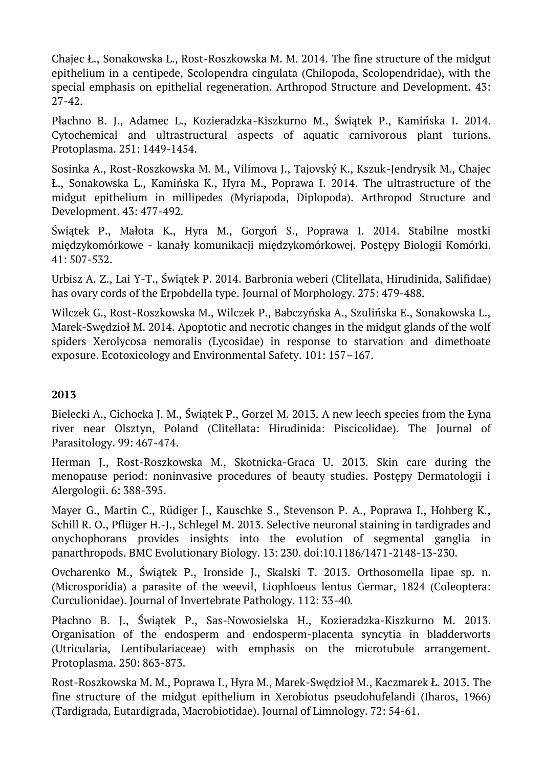Chajec Ł., Sonakowska L., Rost-Roszkowska M. M. 2014. The fine structure of the midgut epithelium in a centipede, Scolopendra cingulata (Chilopoda, Scolopendridae), with the special emphasis on epithelial regeneration. Arthropod Structure and Development. 43: 27-42.

Płachno B. J., Adamec L., Kozieradzka-Kiszkurno M., Świątek P., Kamińska I. 2014. Cytochemical and ultrastructural aspects of aquatic carnivorous plant turions. Protoplasma. 251: 1449-1454.

Sosinka A., Rost-Roszkowska M. M., Vilimova J., Tajovský K., Kszuk-Jendrysik M., Chajec Ł., Sonakowska L., Kamińska K., Hyra M., Poprawa I. 2014. The ultrastructure of the midgut epithelium in millipedes (Myriapoda, Diplopoda). Arthropod Structure and Development. 43: 477-492.

Świątek P., Małota K., Hyra M., Gorgoń S., Poprawa I. 2014. Stabilne mostki międzykomórkowe - kanały komunikacji międzykomórkowej. Postępy Biologii Komórki. 41: 507-532.

Urbisz A. Z., Lai Y-T., Świątek P. 2014. Barbronia weberi (Clitellata, Hirudinida, Salifidae) has ovary cords of the Erpobdella type. Journal of Morphology. 275: 479-488.

Wilczek G., Rost-Roszkowska M., Wilczek P., Babczyńska A., Szulińska E., Sonakowska L., Marek-Swędzioł M. 2014. Apoptotic and necrotic changes in the midgut glands of the wolf spiders Xerolycosa nemoralis (Lycosidae) in response to starvation and dimethoate exposure. Ecotoxicology and Environmental Safety. 101: 157–167.

**2013**

Bielecki A., Cichocka J. M., Świątek P., Gorzel M. 2013. A new leech species from the Łyna river near Olsztyn, Poland (Clitellata: Hirudinida: Piscicolidae). The Journal of Parasitology. 99: 467-474.

Herman J., Rost-Roszkowska M., Skotnicka-Graca U. 2013. Skin care during the menopause period: noninvasive procedures of beauty studies. Postępy Dermatologii i Alergologii. 6: 388-395.

Mayer G., Martin C., Rüdiger J., Kauschke S., Stevenson P. A., Poprawa I., Hohberg K., Schill R. O., Pflüger H.-J., Schlegel M. 2013. Selective neuronal staining in tardigrades and onychophorans provides insights into the evolution of segmental ganglia in panarthropods. BMC Evolutionary Biology. 13: 230. doi:10.1186/1471-2148-13-230.

Ovcharenko M., Świątek P., Ironside J., Skalski T. 2013. Orthosomella lipae sp. n. (Microsporidia) a parasite of the weevil, Liophloeus lentus Germar, 1824 (Coleoptera: Curculionidae). Journal of Invertebrate Pathology. 112: 33-40.

Płachno B. J., Świątek P., Sas-Nowosielska H., Kozieradzka-Kiszkurno M. 2013. Organisation of the endosperm and endosperm-placenta syncytia in bladderworts (Utricularia, Lentibulariaceae) with emphasis on the microtubule arrangement. Protoplasma. 250: 863-873.

Rost-Roszkowska M. M., Poprawa I., Hyra M., Marek-Swędzioł M., Kaczmarek Ł. 2013. The fine structure of the midgut epithelium in Xerobiotus pseudohufelandi (Iharos, 1966) (Tardigrada, Eutardigrada, Macrobiotidae). Journal of Limnology. 72: 54-61.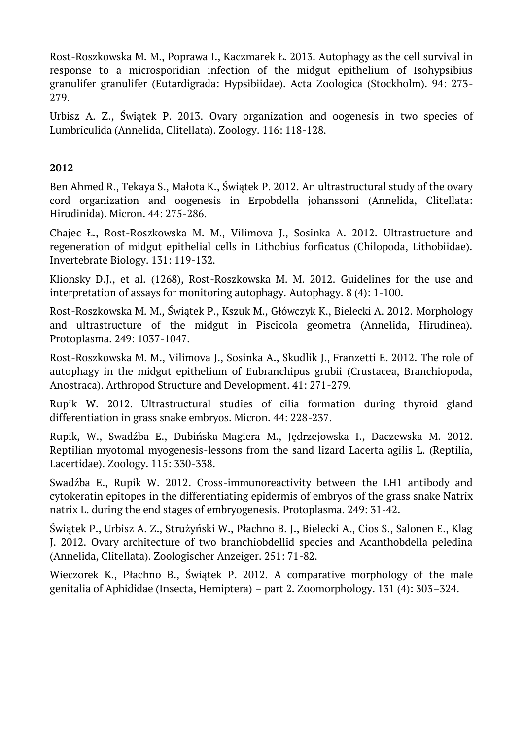Rost-Roszkowska M. M., Poprawa I., Kaczmarek Ł. 2013. Autophagy as the cell survival in response to a microsporidian infection of the midgut epithelium of Isohypsibius granulifer granulifer (Eutardigrada: Hypsibiidae). Acta Zoologica (Stockholm). 94: 273-279.

Urbisz A. Z., Świątek P. 2013. Ovary organization and oogenesis in two species of Lumbriculida (Annelida, Clitellata). Zoology. 116: 118-128.

**2012**

Ben Ahmed R., Tekaya S., Małota K., Świątek P. 2012. An ultrastructural study of the ovary cord organization and oogenesis in Erpobdella johanssoni (Annelida, Clitellata: Hirudinida). Micron. 44: 275-286.

Chajec Ł., Rost-Roszkowska M. M., Vilimova J., Sosinka A. 2012. Ultrastructure and regeneration of midgut epithelial cells in Lithobius forficatus (Chilopoda, Lithobiidae). Invertebrate Biology. 131: 119-132.

Klionsky D.J., et al. (1268), Rost-Roszkowska M. M. 2012. Guidelines for the use and interpretation of assays for monitoring autophagy. Autophagy. 8 (4): 1-100.

Rost-Roszkowska M. M., Świątek P., Kszuk M., Główczyk K., Bielecki A. 2012. Morphology and ultrastructure of the midgut in Piscicola geometra (Annelida, Hirudinea). Protoplasma. 249: 1037-1047.

Rost-Roszkowska M. M., Vilimova J., Sosinka A., Skudlik J., Franzetti E. 2012. The role of autophagy in the midgut epithelium of Eubranchipus grubii (Crustacea, Branchiopoda, Anostraca). Arthropod Structure and Development. 41: 271-279.

Rupik W. 2012. Ultrastructural studies of cilia formation during thyroid gland differentiation in grass snake embryos. Micron. 44: 228-237.

Rupik, W., Swadźba E., Dubińska-Magiera M., Jędrzejowska I., Daczewska M. 2012. Reptilian myotomal myogenesis-lessons from the sand lizard Lacerta agilis L. (Reptilia, Lacertidae). Zoology. 115: 330-338.

Swadźba E., Rupik W. 2012. Cross-immunoreactivity between the LH1 antibody and cytokeratin epitopes in the differentiating epidermis of embryos of the grass snake Natrix natrix L. during the end stages of embryogenesis. Protoplasma. 249: 31-42.

Świątek P., Urbisz A. Z., Strużyński W., Płachno B. J., Bielecki A., Cios S., Salonen E., Klag J. 2012. Ovary architecture of two branchiobdellid species and Acanthobdella peledina (Annelida, Clitellata). Zoologischer Anzeiger. 251: 71-82.

Wieczorek K., Płachno B., Świątek P. 2012. A comparative morphology of the male genitalia of Aphididae (Insecta, Hemiptera) – part 2. Zoomorphology. 131 (4): 303–324.